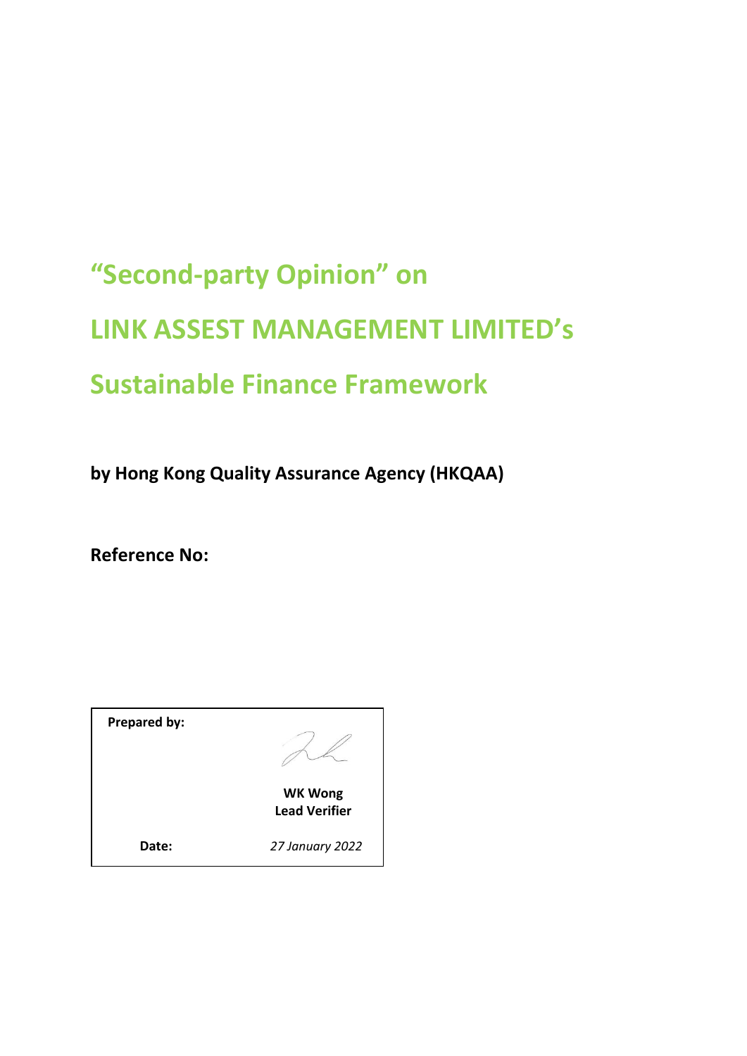# "Second-party Opinion" on

# LINK ASSEST MANAGEMENT LIMITED's

# Sustainable Finance Framework

**by Hong Kong Quality Assurance Agency (HKQAA)**

**Reference No:**

| **Prepared by:** | **WK Wong**<br>**Lead Verifier** |
|---|---|
| **Date:** | *27 January 2022* |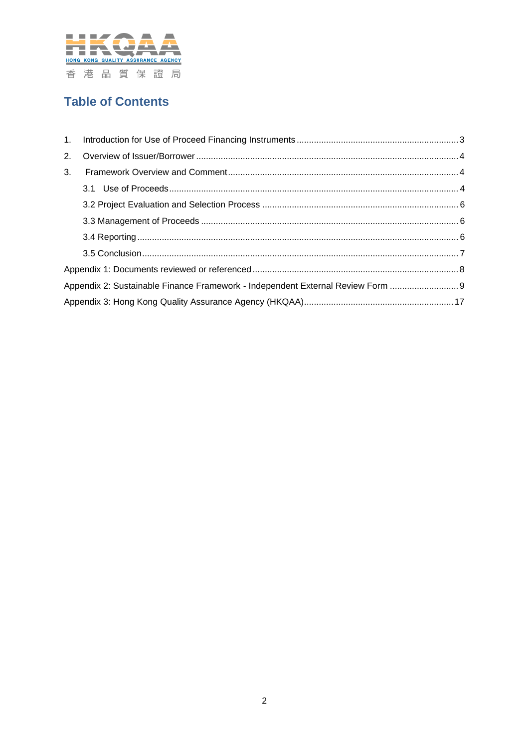## Table of Contents

1. Introduction for Use of Proceed Financing Instruments ..... 3
2. Overview of Issuer/Borrower ..... 4
3. Framework Overview and Comment ..... 4
   - 3.1 Use of Proceeds ..... 4
   - 3.2 Project Evaluation and Selection Process ..... 6
   - 3.3 Management of Proceeds ..... 6
   - 3.4 Reporting ..... 6
   - 3.5 Conclusion ..... 7

Appendix 1: Documents reviewed or referenced ..... 8

Appendix 2: Sustainable Finance Framework - Independent External Review Form ..... 9

Appendix 3: Hong Kong Quality Assurance Agency (HKQAA) ..... 17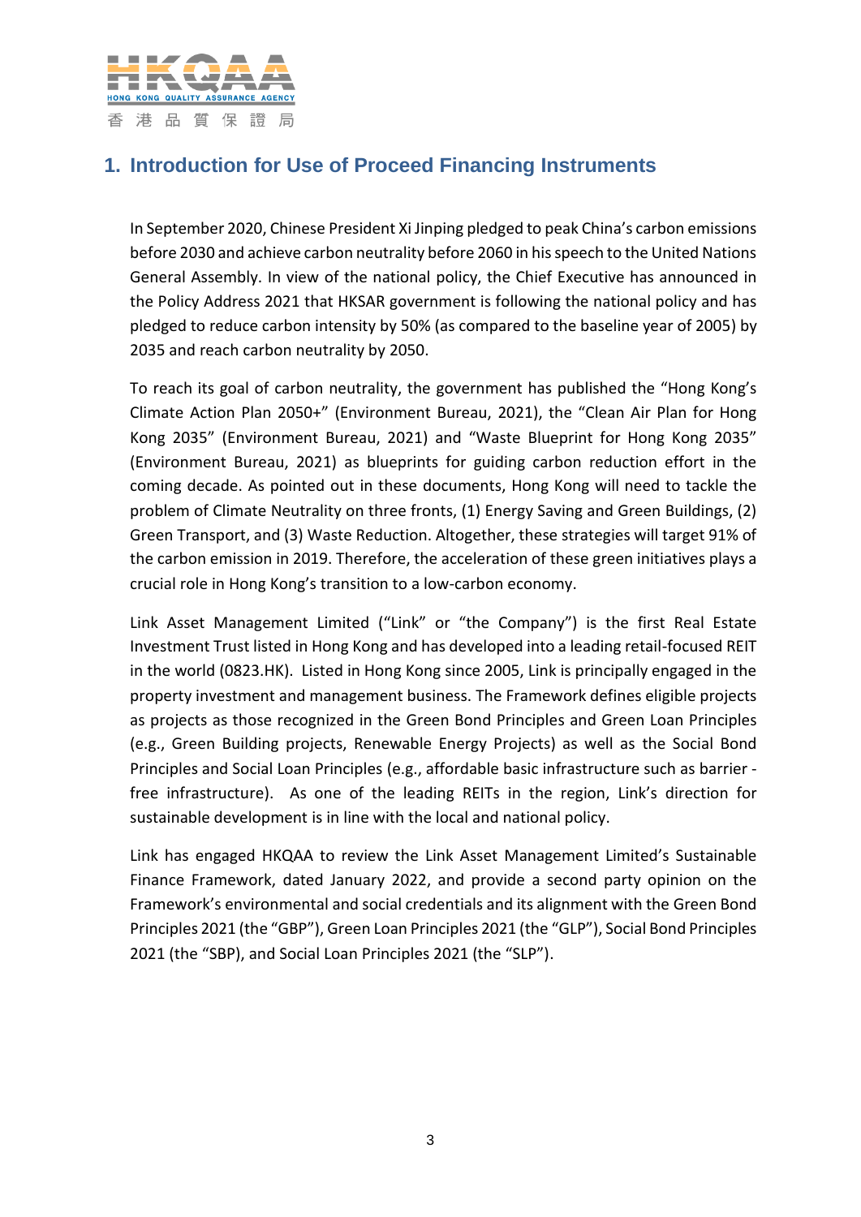## 1. Introduction for Use of Proceed Financing Instruments

In September 2020, Chinese President Xi Jinping pledged to peak China's carbon emissions before 2030 and achieve carbon neutrality before 2060 in his speech to the United Nations General Assembly. In view of the national policy, the Chief Executive has announced in the Policy Address 2021 that HKSAR government is following the national policy and has pledged to reduce carbon intensity by 50% (as compared to the baseline year of 2005) by 2035 and reach carbon neutrality by 2050.

To reach its goal of carbon neutrality, the government has published the "Hong Kong's Climate Action Plan 2050+" (Environment Bureau, 2021), the "Clean Air Plan for Hong Kong 2035" (Environment Bureau, 2021) and "Waste Blueprint for Hong Kong 2035" (Environment Bureau, 2021) as blueprints for guiding carbon reduction effort in the coming decade. As pointed out in these documents, Hong Kong will need to tackle the problem of Climate Neutrality on three fronts, (1) Energy Saving and Green Buildings, (2) Green Transport, and (3) Waste Reduction. Altogether, these strategies will target 91% of the carbon emission in 2019. Therefore, the acceleration of these green initiatives plays a crucial role in Hong Kong's transition to a low-carbon economy.

Link Asset Management Limited ("Link" or "the Company") is the first Real Estate Investment Trust listed in Hong Kong and has developed into a leading retail-focused REIT in the world (0823.HK). Listed in Hong Kong since 2005, Link is principally engaged in the property investment and management business. The Framework defines eligible projects as projects as those recognized in the Green Bond Principles and Green Loan Principles (e.g., Green Building projects, Renewable Energy Projects) as well as the Social Bond Principles and Social Loan Principles (e.g., affordable basic infrastructure such as barrier - free infrastructure). As one of the leading REITs in the region, Link's direction for sustainable development is in line with the local and national policy.

Link has engaged HKQAA to review the Link Asset Management Limited's Sustainable Finance Framework, dated January 2022, and provide a second party opinion on the Framework's environmental and social credentials and its alignment with the Green Bond Principles 2021 (the "GBP"), Green Loan Principles 2021 (the "GLP"), Social Bond Principles 2021 (the "SBP), and Social Loan Principles 2021 (the "SLP").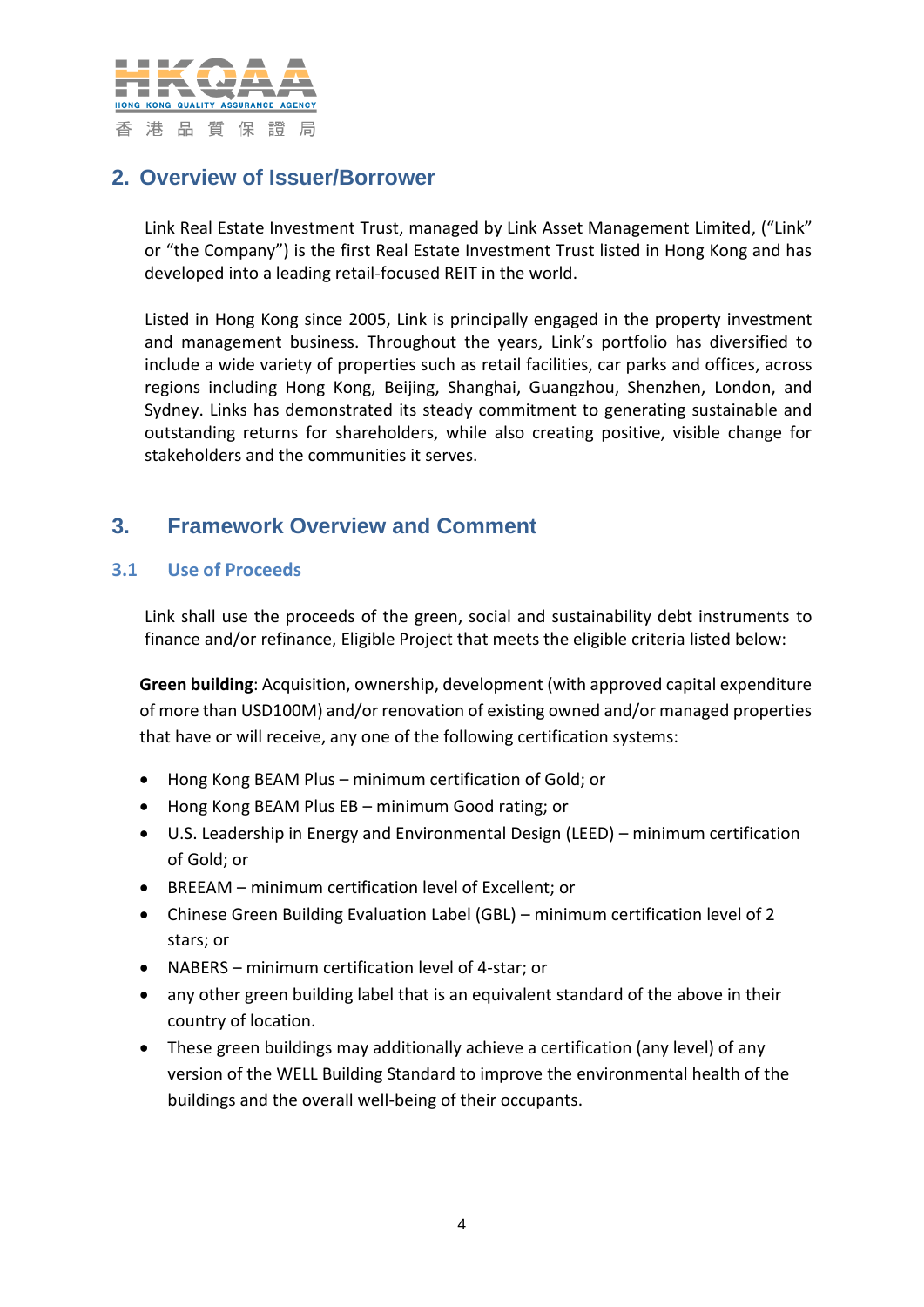## 2. Overview of Issuer/Borrower

Link Real Estate Investment Trust, managed by Link Asset Management Limited, ("Link" or "the Company") is the first Real Estate Investment Trust listed in Hong Kong and has developed into a leading retail-focused REIT in the world.

Listed in Hong Kong since 2005, Link is principally engaged in the property investment and management business. Throughout the years, Link's portfolio has diversified to include a wide variety of properties such as retail facilities, car parks and offices, across regions including Hong Kong, Beijing, Shanghai, Guangzhou, Shenzhen, London, and Sydney. Links has demonstrated its steady commitment to generating sustainable and outstanding returns for shareholders, while also creating positive, visible change for stakeholders and the communities it serves.

## 3. Framework Overview and Comment

### 3.1 Use of Proceeds

Link shall use the proceeds of the green, social and sustainability debt instruments to finance and/or refinance, Eligible Project that meets the eligible criteria listed below:

**Green building**: Acquisition, ownership, development (with approved capital expenditure of more than USD100M) and/or renovation of existing owned and/or managed properties that have or will receive, any one of the following certification systems:

- Hong Kong BEAM Plus – minimum certification of Gold; or
- Hong Kong BEAM Plus EB – minimum Good rating; or
- U.S. Leadership in Energy and Environmental Design (LEED) – minimum certification of Gold; or
- BREEAM – minimum certification level of Excellent; or
- Chinese Green Building Evaluation Label (GBL) – minimum certification level of 2 stars; or
- NABERS – minimum certification level of 4-star; or
- any other green building label that is an equivalent standard of the above in their country of location.
- These green buildings may additionally achieve a certification (any level) of any version of the WELL Building Standard to improve the environmental health of the buildings and the overall well-being of their occupants.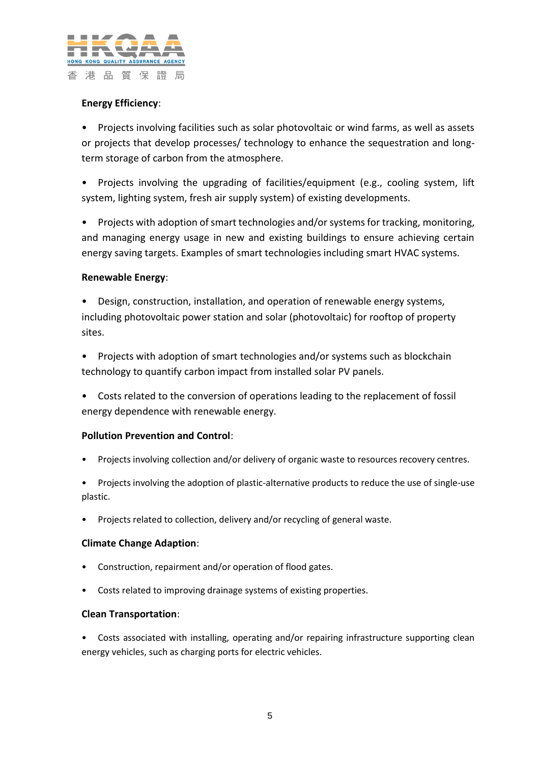**Energy Efficiency**:

- Projects involving facilities such as solar photovoltaic or wind farms, as well as assets or projects that develop processes/ technology to enhance the sequestration and long-term storage of carbon from the atmosphere.

- Projects involving the upgrading of facilities/equipment (e.g., cooling system, lift system, lighting system, fresh air supply system) of existing developments.

- Projects with adoption of smart technologies and/or systems for tracking, monitoring, and managing energy usage in new and existing buildings to ensure achieving certain energy saving targets. Examples of smart technologies including smart HVAC systems.

**Renewable Energy**:

- Design, construction, installation, and operation of renewable energy systems, including photovoltaic power station and solar (photovoltaic) for rooftop of property sites.

- Projects with adoption of smart technologies and/or systems such as blockchain technology to quantify carbon impact from installed solar PV panels.

- Costs related to the conversion of operations leading to the replacement of fossil energy dependence with renewable energy.

**Pollution Prevention and Control**:

- Projects involving collection and/or delivery of organic waste to resources recovery centres.

- Projects involving the adoption of plastic-alternative products to reduce the use of single-use plastic.

- Projects related to collection, delivery and/or recycling of general waste.

**Climate Change Adaption**:

- Construction, repairment and/or operation of flood gates.

- Costs related to improving drainage systems of existing properties.

**Clean Transportation**:

- Costs associated with installing, operating and/or repairing infrastructure supporting clean energy vehicles, such as charging ports for electric vehicles.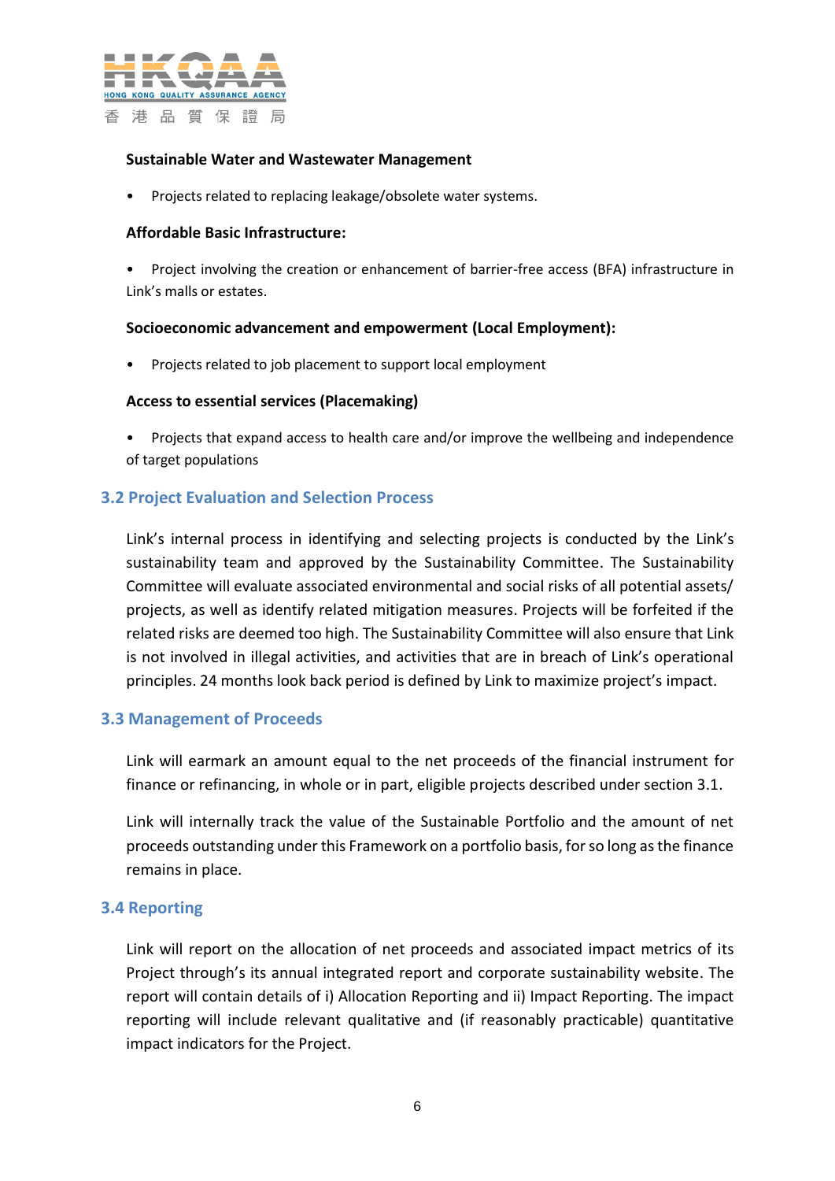**Sustainable Water and Wastewater Management**

- Projects related to replacing leakage/obsolete water systems.

**Affordable Basic Infrastructure:**

- Project involving the creation or enhancement of barrier-free access (BFA) infrastructure in Link's malls or estates.

**Socioeconomic advancement and empowerment (Local Employment):**

- Projects related to job placement to support local employment

**Access to essential services (Placemaking)**

- Projects that expand access to health care and/or improve the wellbeing and independence of target populations

### 3.2 Project Evaluation and Selection Process

Link's internal process in identifying and selecting projects is conducted by the Link's sustainability team and approved by the Sustainability Committee. The Sustainability Committee will evaluate associated environmental and social risks of all potential assets/ projects, as well as identify related mitigation measures. Projects will be forfeited if the related risks are deemed too high. The Sustainability Committee will also ensure that Link is not involved in illegal activities, and activities that are in breach of Link's operational principles. 24 months look back period is defined by Link to maximize project's impact.

### 3.3 Management of Proceeds

Link will earmark an amount equal to the net proceeds of the financial instrument for finance or refinancing, in whole or in part, eligible projects described under section 3.1.

Link will internally track the value of the Sustainable Portfolio and the amount of net proceeds outstanding under this Framework on a portfolio basis, for so long as the finance remains in place.

### 3.4 Reporting

Link will report on the allocation of net proceeds and associated impact metrics of its Project through's its annual integrated report and corporate sustainability website. The report will contain details of i) Allocation Reporting and ii) Impact Reporting. The impact reporting will include relevant qualitative and (if reasonably practicable) quantitative impact indicators for the Project.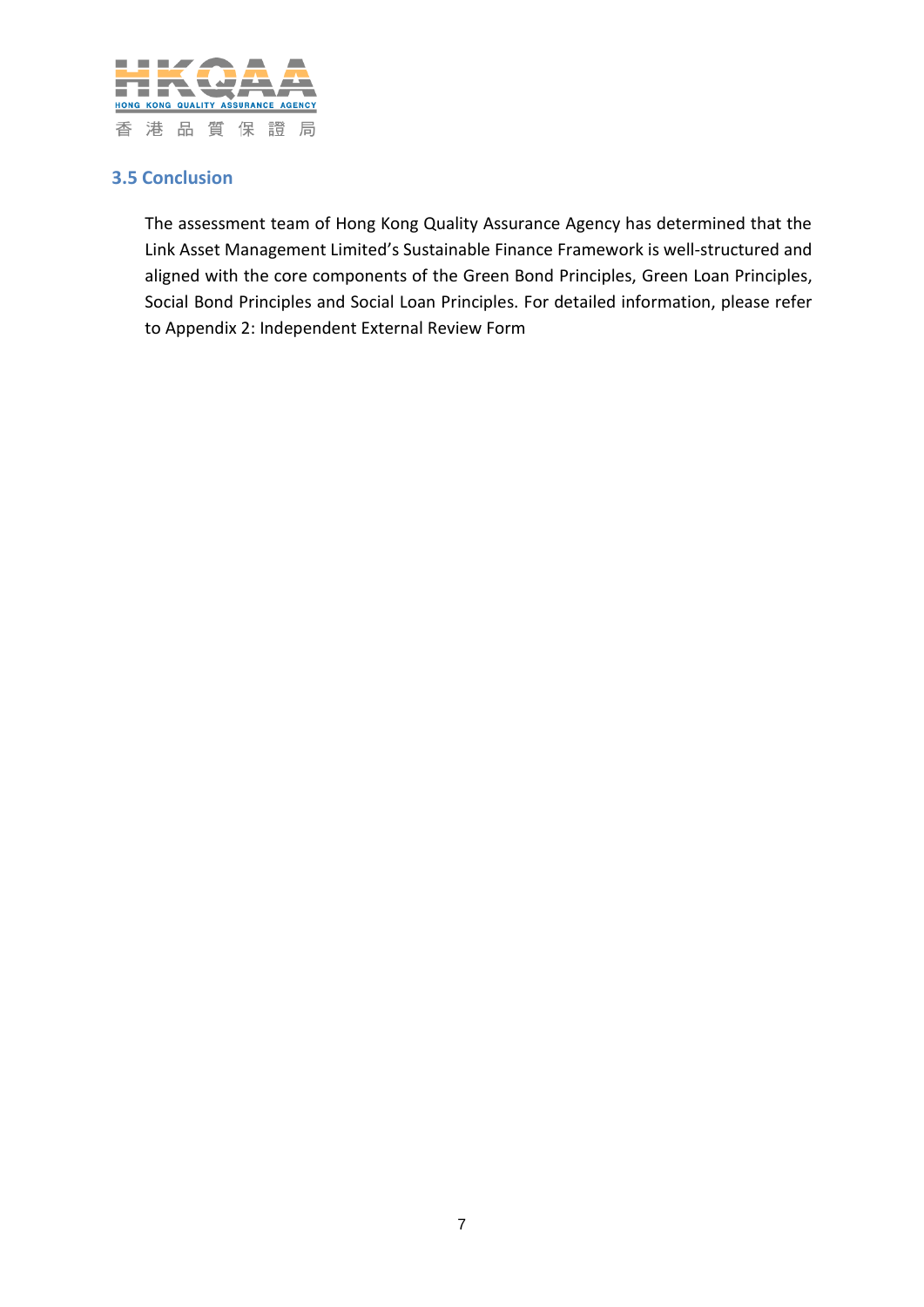### 3.5 Conclusion

The assessment team of Hong Kong Quality Assurance Agency has determined that the Link Asset Management Limited's Sustainable Finance Framework is well-structured and aligned with the core components of the Green Bond Principles, Green Loan Principles, Social Bond Principles and Social Loan Principles. For detailed information, please refer to Appendix 2: Independent External Review Form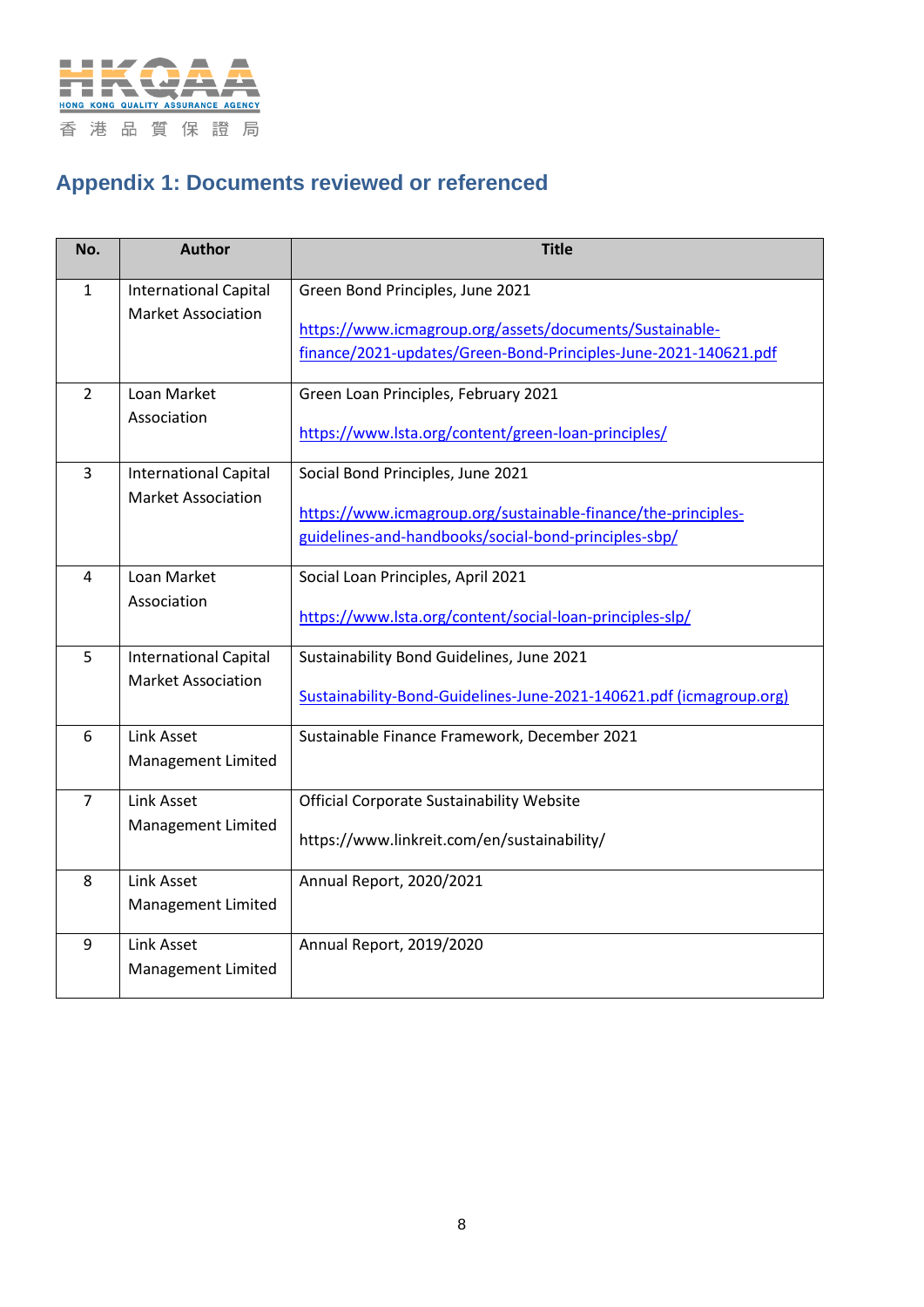## Appendix 1: Documents reviewed or referenced

| No. | Author | Title |
|---|---|---|
| 1 | International Capital Market Association | Green Bond Principles, June 2021<br><br>https://www.icmagroup.org/assets/documents/Sustainable-finance/2021-updates/Green-Bond-Principles-June-2021-140621.pdf |
| 2 | Loan Market Association | Green Loan Principles, February 2021<br><br>https://www.lsta.org/content/green-loan-principles/ |
| 3 | International Capital Market Association | Social Bond Principles, June 2021<br><br>https://www.icmagroup.org/sustainable-finance/the-principles-guidelines-and-handbooks/social-bond-principles-sbp/ |
| 4 | Loan Market Association | Social Loan Principles, April 2021<br><br>https://www.lsta.org/content/social-loan-principles-slp/ |
| 5 | International Capital Market Association | Sustainability Bond Guidelines, June 2021<br><br>Sustainability-Bond-Guidelines-June-2021-140621.pdf (icmagroup.org) |
| 6 | Link Asset Management Limited | Sustainable Finance Framework, December 2021 |
| 7 | Link Asset Management Limited | Official Corporate Sustainability Website<br><br>https://www.linkreit.com/en/sustainability/ |
| 8 | Link Asset Management Limited | Annual Report, 2020/2021 |
| 9 | Link Asset Management Limited | Annual Report, 2019/2020 |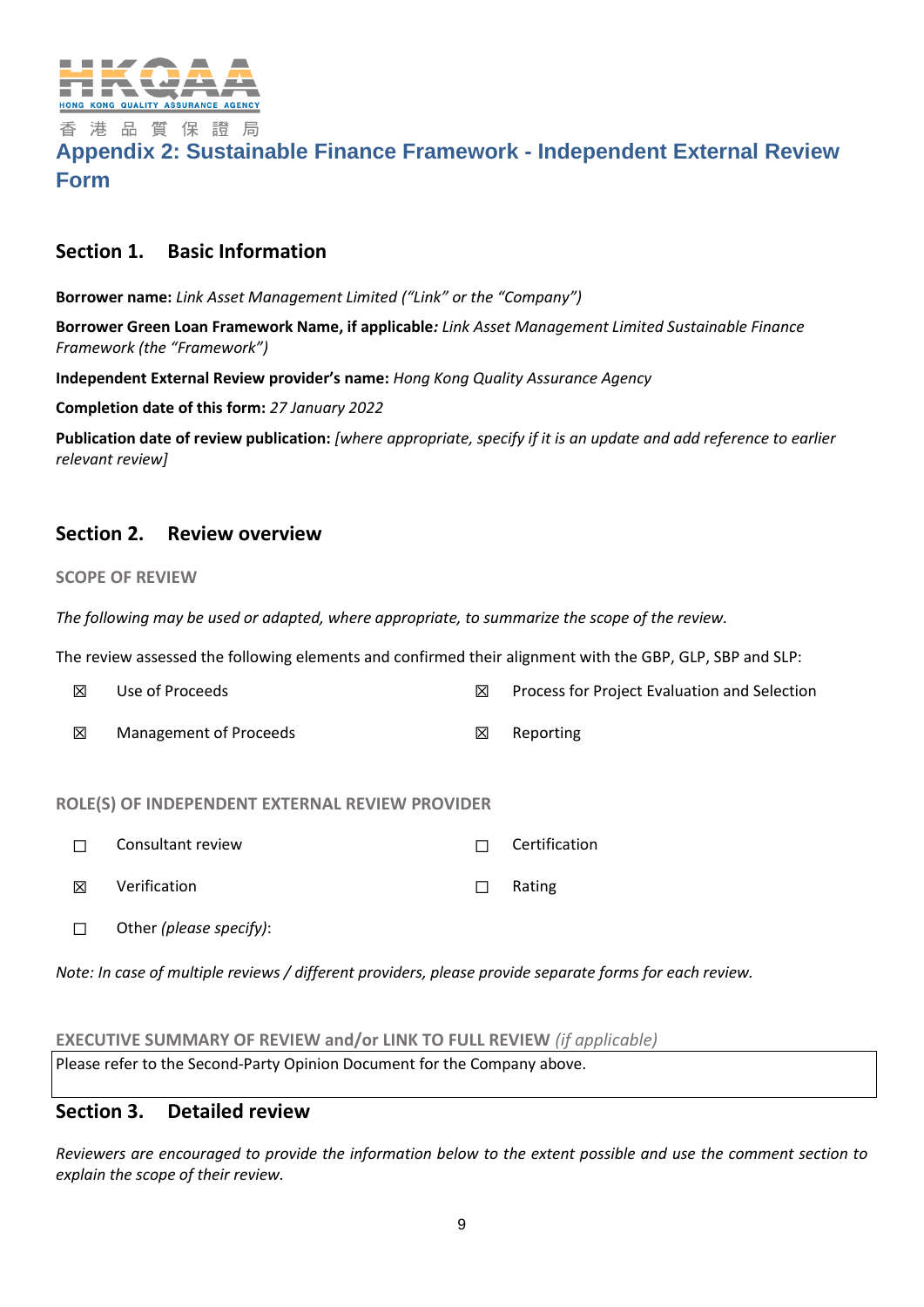# Appendix 2: Sustainable Finance Framework - Independent External Review Form

## Section 1. Basic Information

**Borrower name:** *Link Asset Management Limited ("Link" or the "Company")*

**Borrower Green Loan Framework Name, if applicable***: Link Asset Management Limited Sustainable Finance Framework (the "Framework")*

**Independent External Review provider's name:** *Hong Kong Quality Assurance Agency*

**Completion date of this form:** *27 January 2022*

**Publication date of review publication:** *[where appropriate, specify if it is an update and add reference to earlier relevant review]*

## Section 2. Review overview

### SCOPE OF REVIEW

*The following may be used or adapted, where appropriate, to summarize the scope of the review.*

The review assessed the following elements and confirmed their alignment with the GBP, GLP, SBP and SLP:

- ☒ Use of Proceeds
- ☒ Process for Project Evaluation and Selection
- ☒ Management of Proceeds
- ☒ Reporting

### ROLE(S) OF INDEPENDENT EXTERNAL REVIEW PROVIDER

- ☐ Consultant review
- ☐ Certification
- ☒ Verification
- ☐ Rating
- ☐ Other *(please specify)*:

*Note: In case of multiple reviews / different providers, please provide separate forms for each review.*

### EXECUTIVE SUMMARY OF REVIEW and/or LINK TO FULL REVIEW *(if applicable)*

| Please refer to the Second-Party Opinion Document for the Company above. |
|---|

## Section 3. Detailed review

*Reviewers are encouraged to provide the information below to the extent possible and use the comment section to explain the scope of their review.*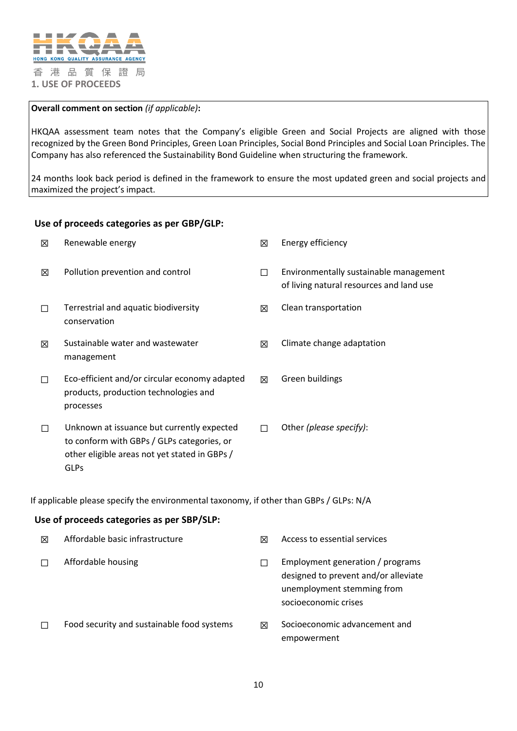## 1. USE OF PROCEEDS

**Overall comment on section** *(if applicable)***:**

HKQAA assessment team notes that the Company's eligible Green and Social Projects are aligned with those recognized by the Green Bond Principles, Green Loan Principles, Social Bond Principles and Social Loan Principles. The Company has also referenced the Sustainability Bond Guideline when structuring the framework.

24 months look back period is defined in the framework to ensure the most updated green and social projects and maximized the project's impact.

### Use of proceeds categories as per GBP/GLP:

- ☒ Renewable energy
- ☒ Energy efficiency
- ☒ Pollution prevention and control
- ☐ Environmentally sustainable management of living natural resources and land use
- ☐ Terrestrial and aquatic biodiversity conservation
- ☒ Clean transportation
- ☒ Sustainable water and wastewater management
- ☒ Climate change adaptation
- ☐ Eco-efficient and/or circular economy adapted products, production technologies and processes
- ☒ Green buildings
- ☐ Unknown at issuance but currently expected to conform with GBPs / GLPs categories, or other eligible areas not yet stated in GBPs / GLPs
- ☐ Other *(please specify)*:

If applicable please specify the environmental taxonomy, if other than GBPs / GLPs: N/A

### Use of proceeds categories as per SBP/SLP:

- ☒ Affordable basic infrastructure
- ☒ Access to essential services
- ☐ Affordable housing
- ☐ Employment generation / programs designed to prevent and/or alleviate unemployment stemming from socioeconomic crises
- ☐ Food security and sustainable food systems
- ☒ Socioeconomic advancement and empowerment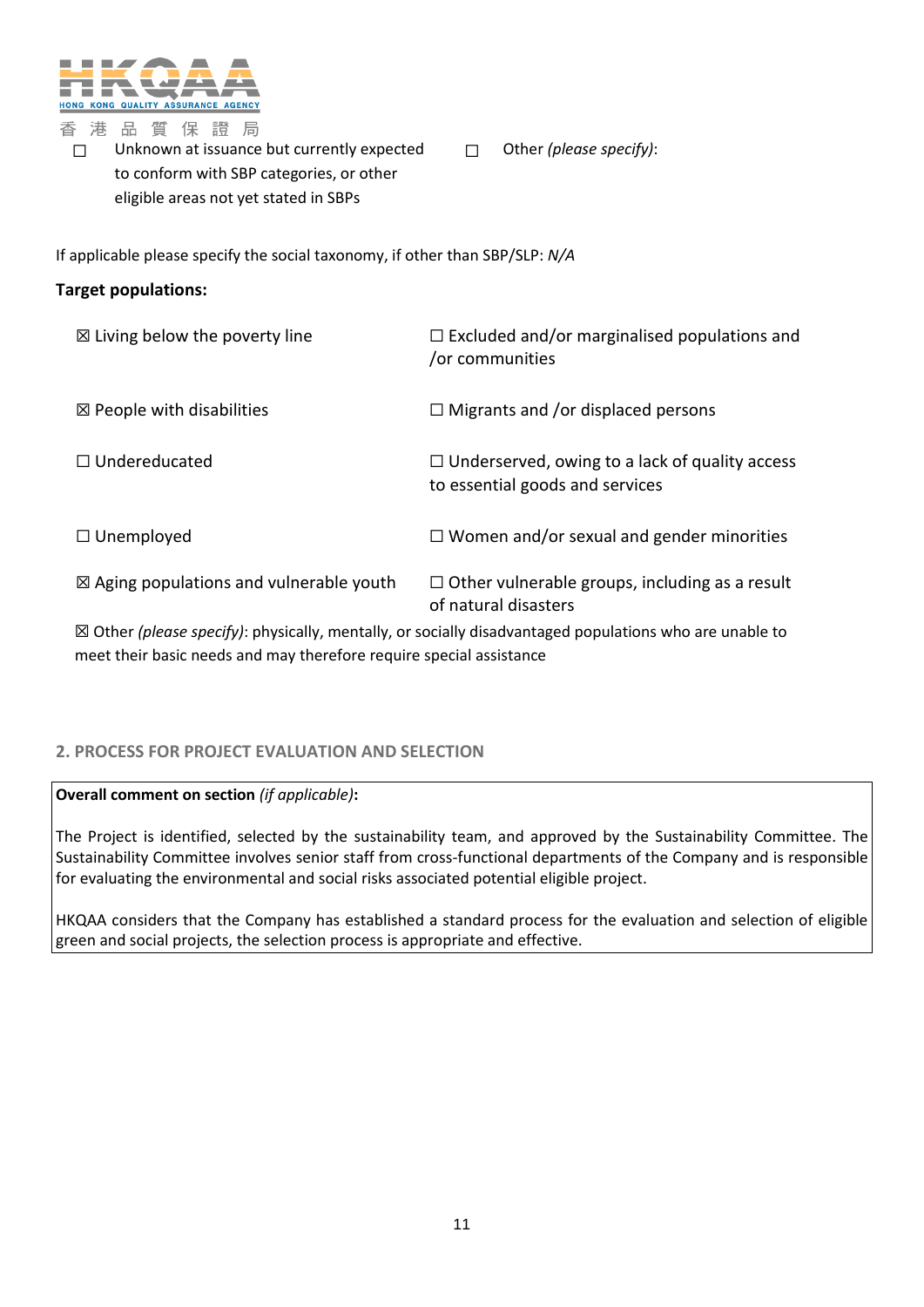☐ Unknown at issuance but currently expected to conform with SBP categories, or other eligible areas not yet stated in SBPs

☐ Other *(please specify)*:

If applicable please specify the social taxonomy, if other than SBP/SLP: *N/A*

**Target populations:**

☒ Living below the poverty line

☐ Excluded and/or marginalised populations and /or communities

☒ People with disabilities

☐ Migrants and /or displaced persons

☐ Undereducated

☐ Underserved, owing to a lack of quality access to essential goods and services

☐ Unemployed

☐ Women and/or sexual and gender minorities

☒ Aging populations and vulnerable youth

☐ Other vulnerable groups, including as a result of natural disasters

☒ Other *(please specify)*: physically, mentally, or socially disadvantaged populations who are unable to meet their basic needs and may therefore require special assistance

## 2. PROCESS FOR PROJECT EVALUATION AND SELECTION

**Overall comment on section** *(if applicable)***:**

The Project is identified, selected by the sustainability team, and approved by the Sustainability Committee. The Sustainability Committee involves senior staff from cross-functional departments of the Company and is responsible for evaluating the environmental and social risks associated potential eligible project.

HKQAA considers that the Company has established a standard process for the evaluation and selection of eligible green and social projects, the selection process is appropriate and effective.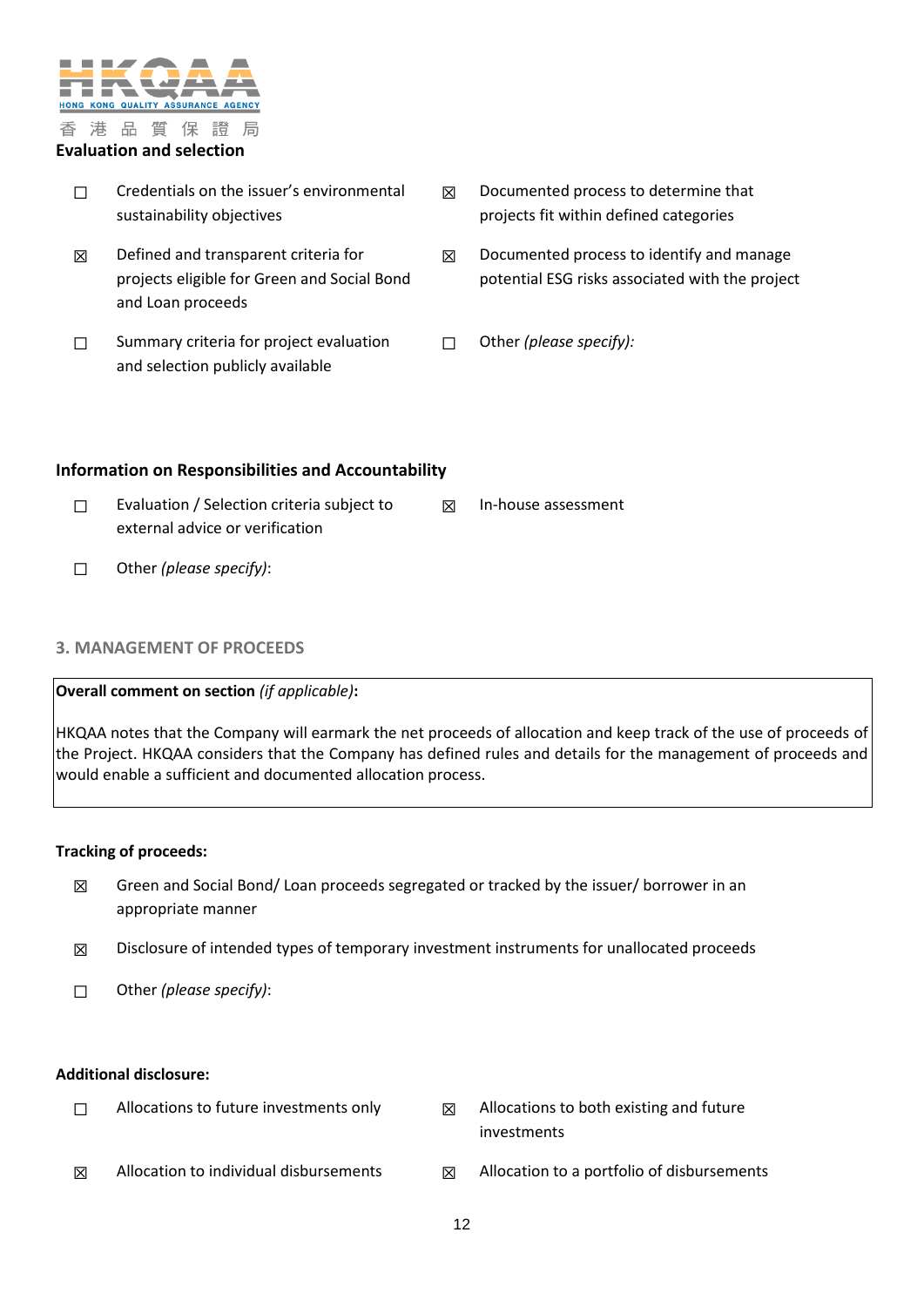### Evaluation and selection

- ☐ Credentials on the issuer's environmental sustainability objectives
- ☒ Documented process to determine that projects fit within defined categories
- ☒ Defined and transparent criteria for projects eligible for Green and Social Bond and Loan proceeds
- ☒ Documented process to identify and manage potential ESG risks associated with the project
- ☐ Summary criteria for project evaluation and selection publicly available
- ☐ Other *(please specify)*:

### Information on Responsibilities and Accountability

- ☐ Evaluation / Selection criteria subject to external advice or verification
- ☒ In-house assessment
- ☐ Other *(please specify)*:

## 3. MANAGEMENT OF PROCEEDS

| **Overall comment on section** *(if applicable)***:** |
|---|
| HKQAA notes that the Company will earmark the net proceeds of allocation and keep track of the use of proceeds of the Project. HKQAA considers that the Company has defined rules and details for the management of proceeds and would enable a sufficient and documented allocation process. |

### Tracking of proceeds:

- ☒ Green and Social Bond/ Loan proceeds segregated or tracked by the issuer/ borrower in an appropriate manner
- ☒ Disclosure of intended types of temporary investment instruments for unallocated proceeds
- ☐ Other *(please specify)*:

### Additional disclosure:

- ☐ Allocations to future investments only
- ☒ Allocations to both existing and future investments
- ☒ Allocation to individual disbursements
- ☒ Allocation to a portfolio of disbursements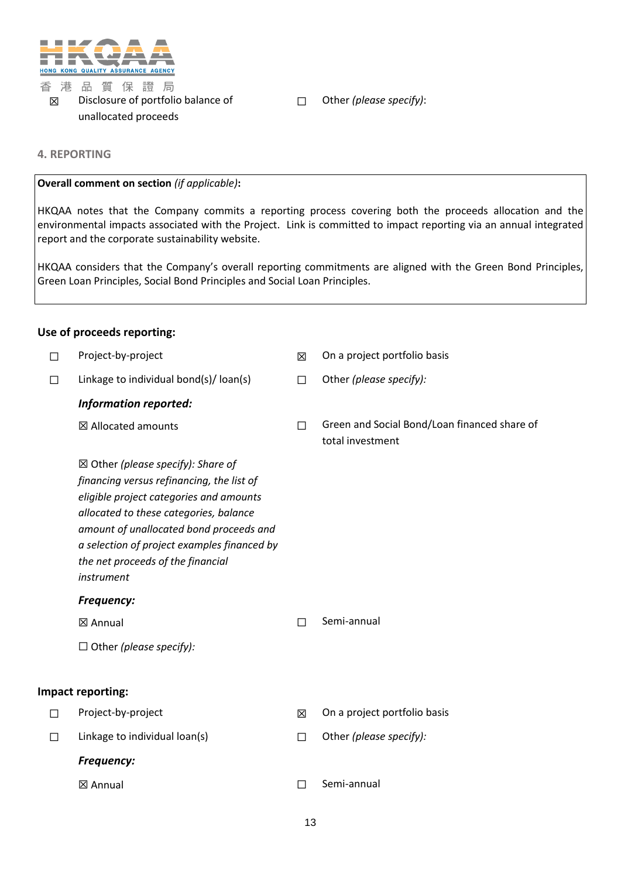☒ Disclosure of portfolio balance of unallocated proceeds

☐ Other *(please specify)*:

## 4. REPORTING

| **Overall comment on section** *(if applicable)***:** |
|---|
| HKQAA notes that the Company commits a reporting process covering both the proceeds allocation and the environmental impacts associated with the Project. Link is committed to impact reporting via an annual integrated report and the corporate sustainability website.<br><br>HKQAA considers that the Company's overall reporting commitments are aligned with the Green Bond Principles, Green Loan Principles, Social Bond Principles and Social Loan Principles. |

### Use of proceeds reporting:

☐ Project-by-project

☒ On a project portfolio basis

☐ Linkage to individual bond(s)/ loan(s)

☐ Other *(please specify):*

***Information reported:***

☒ Allocated amounts

☐ Green and Social Bond/Loan financed share of total investment

☒ Other *(please specify): Share of financing versus refinancing, the list of eligible project categories and amounts allocated to these categories, balance amount of unallocated bond proceeds and a selection of project examples financed by the net proceeds of the financial instrument*

***Frequency:***

☒ Annual

☐ Semi-annual

☐ Other *(please specify):*

### Impact reporting:

☐ Project-by-project

☒ On a project portfolio basis

☐ Linkage to individual loan(s)

☐ Other *(please specify):*

***Frequency:***

☒ Annual

☐ Semi-annual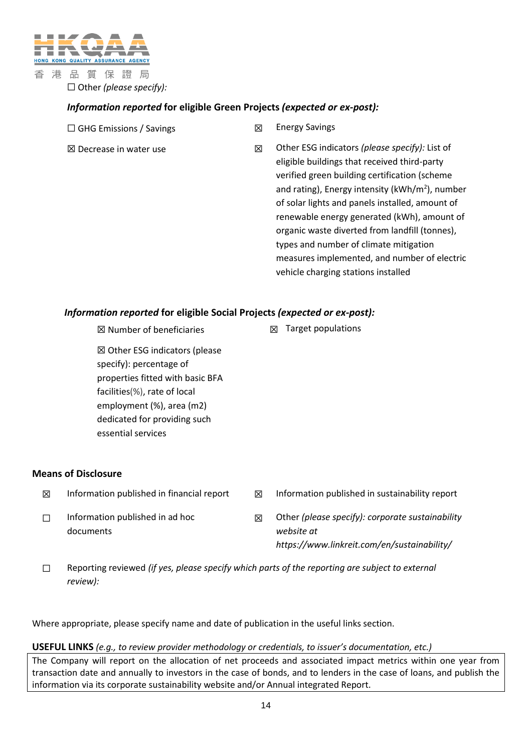☐ Other *(please specify)*:

***Information reported*** **for eligible Green Projects *(expected or ex-post)*:**

☐ GHG Emissions / Savings

☒ Energy Savings

☒ Decrease in water use

☒ Other ESG indicators *(please specify)*: List of eligible buildings that received third-party verified green building certification (scheme and rating), Energy intensity (kWh/m$^2$), number of solar lights and panels installed, amount of renewable energy generated (kWh), amount of organic waste diverted from landfill (tonnes), types and number of climate mitigation measures implemented, and number of electric vehicle charging stations installed

***Information reported*** **for eligible Social Projects *(expected or ex-post)*:**

☒ Number of beneficiaries

☒ Target populations

☒ Other ESG indicators (please specify): percentage of properties fitted with basic BFA facilities(%), rate of local employment (%), area (m2) dedicated for providing such essential services

**Means of Disclosure**

☒ Information published in financial report

☒ Information published in sustainability report

☐ Information published in ad hoc documents

☒ Other *(please specify): corporate sustainability website at https://www.linkreit.com/en/sustainability/*

☐ Reporting reviewed *(if yes, please specify which parts of the reporting are subject to external review)*:

Where appropriate, please specify name and date of publication in the useful links section.

**USEFUL LINKS** *(e.g., to review provider methodology or credentials, to issuer's documentation, etc.)*

| The Company will report on the allocation of net proceeds and associated impact metrics within one year from transaction date and annually to investors in the case of bonds, and to lenders in the case of loans, and publish the information via its corporate sustainability website and/or Annual integrated Report. |
|---|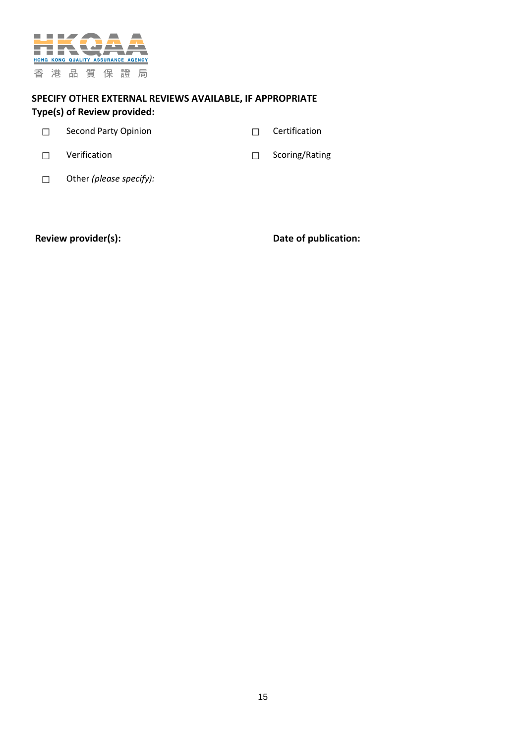**SPECIFY OTHER EXTERNAL REVIEWS AVAILABLE, IF APPROPRIATE**

**Type(s) of Review provided:**

- ☐ Second Party Opinion
- ☐ Certification
- ☐ Verification
- ☐ Scoring/Rating
- ☐ Other *(please specify):*

**Review provider(s):**

**Date of publication:**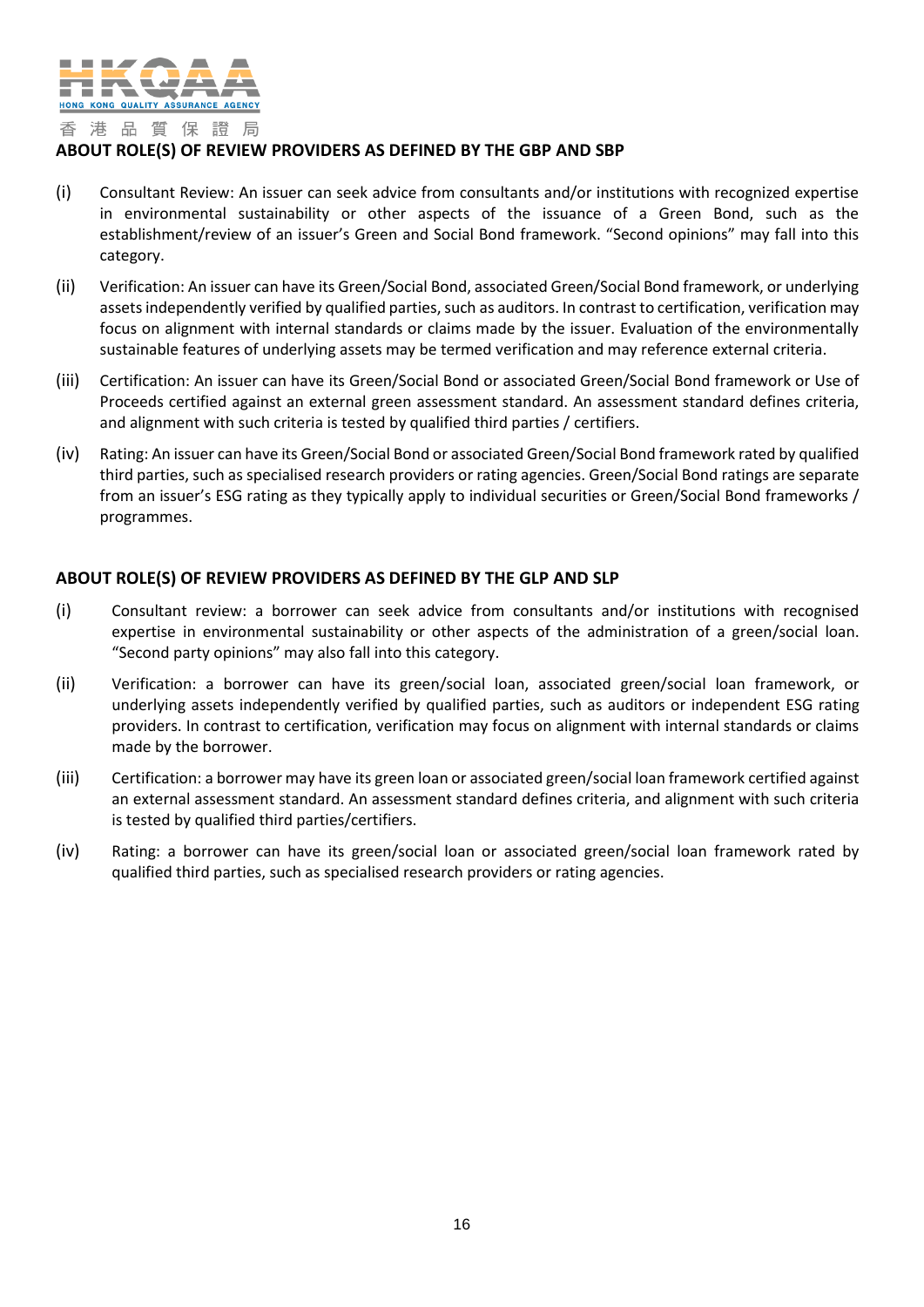## ABOUT ROLE(S) OF REVIEW PROVIDERS AS DEFINED BY THE GBP AND SBP

(i) Consultant Review: An issuer can seek advice from consultants and/or institutions with recognized expertise in environmental sustainability or other aspects of the issuance of a Green Bond, such as the establishment/review of an issuer's Green and Social Bond framework. "Second opinions" may fall into this category.

(ii) Verification: An issuer can have its Green/Social Bond, associated Green/Social Bond framework, or underlying assets independently verified by qualified parties, such as auditors. In contrast to certification, verification may focus on alignment with internal standards or claims made by the issuer. Evaluation of the environmentally sustainable features of underlying assets may be termed verification and may reference external criteria.

(iii) Certification: An issuer can have its Green/Social Bond or associated Green/Social Bond framework or Use of Proceeds certified against an external green assessment standard. An assessment standard defines criteria, and alignment with such criteria is tested by qualified third parties / certifiers.

(iv) Rating: An issuer can have its Green/Social Bond or associated Green/Social Bond framework rated by qualified third parties, such as specialised research providers or rating agencies. Green/Social Bond ratings are separate from an issuer's ESG rating as they typically apply to individual securities or Green/Social Bond frameworks / programmes.

## ABOUT ROLE(S) OF REVIEW PROVIDERS AS DEFINED BY THE GLP AND SLP

(i) Consultant review: a borrower can seek advice from consultants and/or institutions with recognised expertise in environmental sustainability or other aspects of the administration of a green/social loan. "Second party opinions" may also fall into this category.

(ii) Verification: a borrower can have its green/social loan, associated green/social loan framework, or underlying assets independently verified by qualified parties, such as auditors or independent ESG rating providers. In contrast to certification, verification may focus on alignment with internal standards or claims made by the borrower.

(iii) Certification: a borrower may have its green loan or associated green/social loan framework certified against an external assessment standard. An assessment standard defines criteria, and alignment with such criteria is tested by qualified third parties/certifiers.

(iv) Rating: a borrower can have its green/social loan or associated green/social loan framework rated by qualified third parties, such as specialised research providers or rating agencies.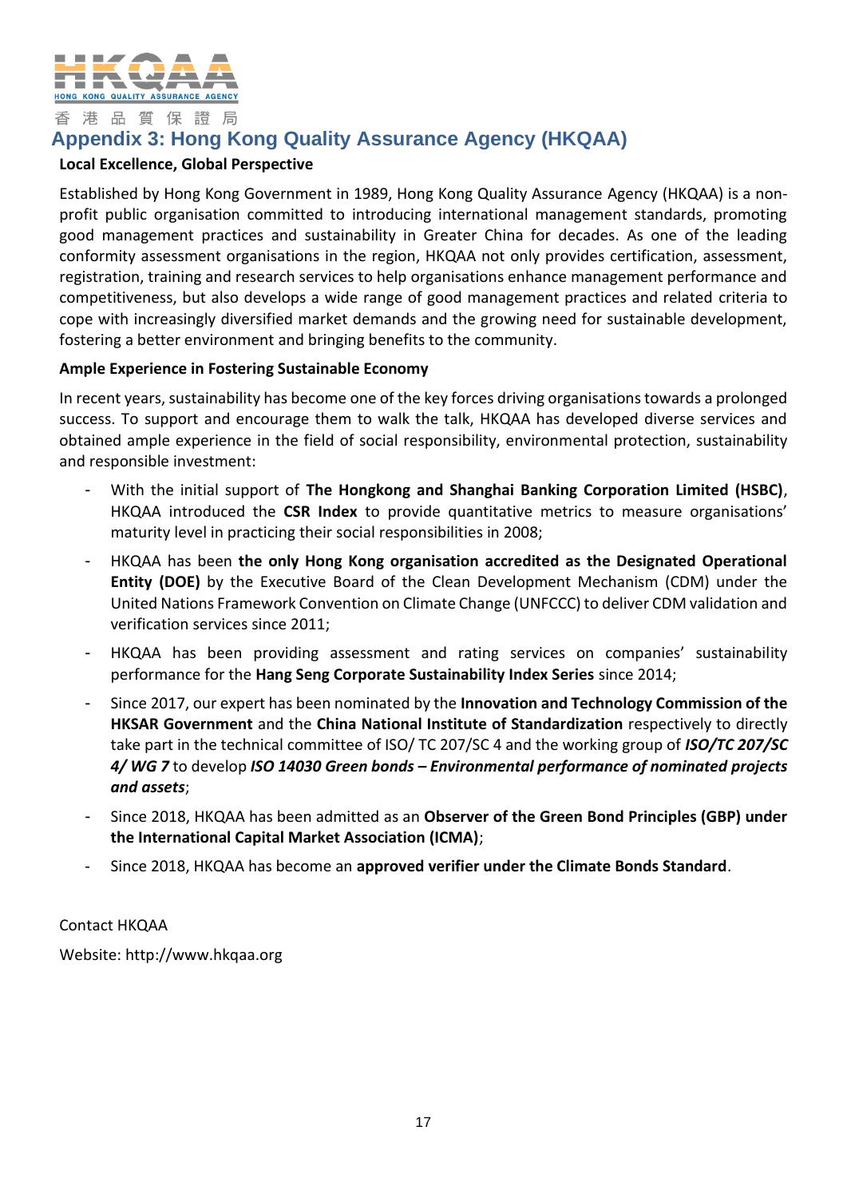HONG KONG QUALITY ASSURANCE AGENCY

香 港 品 質 保 證 局

# Appendix 3: Hong Kong Quality Assurance Agency (HKQAA)

**Local Excellence, Global Perspective**

Established by Hong Kong Government in 1989, Hong Kong Quality Assurance Agency (HKQAA) is a non-profit public organisation committed to introducing international management standards, promoting good management practices and sustainability in Greater China for decades. As one of the leading conformity assessment organisations in the region, HKQAA not only provides certification, assessment, registration, training and research services to help organisations enhance management performance and competitiveness, but also develops a wide range of good management practices and related criteria to cope with increasingly diversified market demands and the growing need for sustainable development, fostering a better environment and bringing benefits to the community.

**Ample Experience in Fostering Sustainable Economy**

In recent years, sustainability has become one of the key forces driving organisations towards a prolonged success. To support and encourage them to walk the talk, HKQAA has developed diverse services and obtained ample experience in the field of social responsibility, environmental protection, sustainability and responsible investment:

- With the initial support of **The Hongkong and Shanghai Banking Corporation Limited (HSBC)**, HKQAA introduced the **CSR Index** to provide quantitative metrics to measure organisations' maturity level in practicing their social responsibilities in 2008;
- HKQAA has been **the only Hong Kong organisation accredited as the Designated Operational Entity (DOE)** by the Executive Board of the Clean Development Mechanism (CDM) under the United Nations Framework Convention on Climate Change (UNFCCC) to deliver CDM validation and verification services since 2011;
- HKQAA has been providing assessment and rating services on companies' sustainability performance for the **Hang Seng Corporate Sustainability Index Series** since 2014;
- Since 2017, our expert has been nominated by the **Innovation and Technology Commission of the HKSAR Government** and the **China National Institute of Standardization** respectively to directly take part in the technical committee of ISO/ TC 207/SC 4 and the working group of ***ISO/TC 207/SC 4/ WG 7*** to develop ***ISO 14030 Green bonds – Environmental performance of nominated projects and assets***;
- Since 2018, HKQAA has been admitted as an **Observer of the Green Bond Principles (GBP) under the International Capital Market Association (ICMA)**;
- Since 2018, HKQAA has become an **approved verifier under the Climate Bonds Standard**.

Contact HKQAA

Website: http://www.hkqaa.org